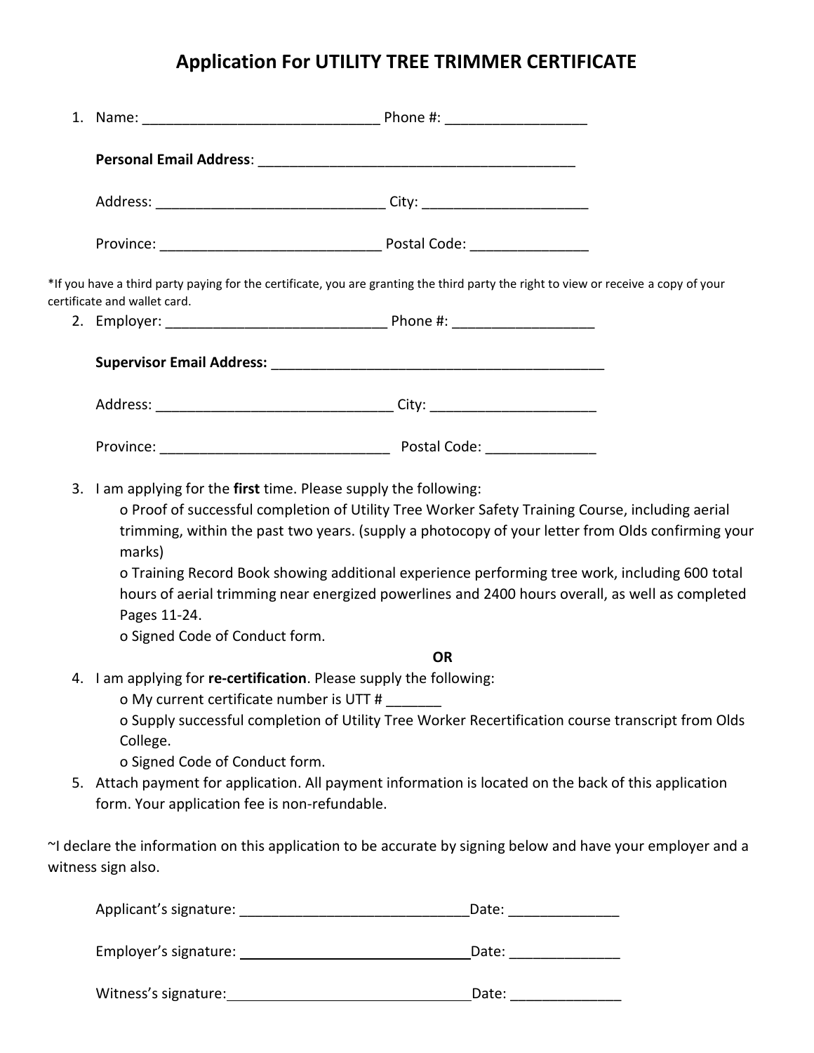# Application For UTILITY TREE TRIMMER CERTIFICATE

1. Name: ______________________________ Phone #: __________________

   **Personal Email Address**: __________________________________________

   Address: _____________________________ City: _____________________

   Province: ____________________________ Postal Code: _______________

*If you have a third party paying for the certificate, you are granting the third party the right to view or receive a copy of your certificate and wallet card.

2. Employer: _____________________________ Phone #: __________________

   **Supervisor Email Address:** ____________________________________________

   Address: ______________________________ City: _____________________

   Province: ______________________________ Postal Code: ______________

3. I am applying for the **first** time. Please supply the following:
   - o Proof of successful completion of Utility Tree Worker Safety Training Course, including aerial trimming, within the past two years. (supply a photocopy of your letter from Olds confirming your marks)
   - o Training Record Book showing additional experience performing tree work, including 600 total hours of aerial trimming near energized powerlines and 2400 hours overall, as well as completed Pages 11-24.
   - o Signed Code of Conduct form.

**OR**

4. I am applying for **re-certification**. Please supply the following:
   - o My current certificate number is UTT # _______
   - o Supply successful completion of Utility Tree Worker Recertification course transcript from Olds College.
   - o Signed Code of Conduct form.
5. Attach payment for application. All payment information is located on the back of this application form. Your application fee is non-refundable.

~I declare the information on this application to be accurate by signing below and have your employer and a witness sign also.

Applicant's signature: _____________________________Date: ______________

Employer's signature: _____________________________Date: ______________

Witness's signature: _______________________________Date: ______________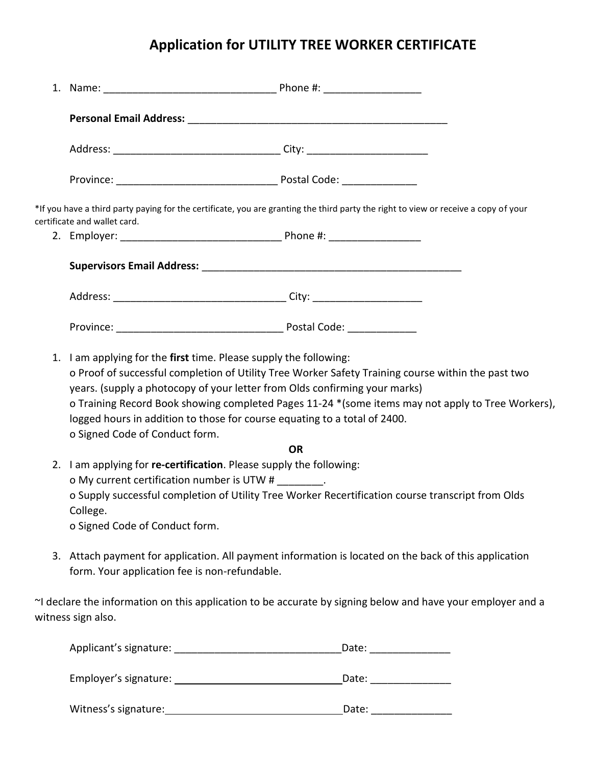# Application for UTILITY TREE WORKER CERTIFICATE

1. Name: ______________________________ Phone #: _________________

   **Personal Email Address:** _______________________________________________

   Address: _____________________________ City: _____________________

   Province: ____________________________ Postal Code: _____________

*If you have a third party paying for the certificate, you are granting the third party the right to view or receive a copy of your certificate and wallet card.

2. Employer: ____________________________ Phone #: ________________

   **Supervisors Email Address:** _______________________________________________

   Address: ______________________________ City: ___________________

   Province: _____________________________ Postal Code: ____________

1. I am applying for the **first** time. Please supply the following:
   o Proof of successful completion of Utility Tree Worker Safety Training course within the past two years. (supply a photocopy of your letter from Olds confirming your marks)
   o Training Record Book showing completed Pages 11-24 *(some items may not apply to Tree Workers), logged hours in addition to those for course equating to a total of 2400.
   o Signed Code of Conduct form.

   **OR**

2. I am applying for **re-certification**. Please supply the following:
   o My current certification number is UTW # ________.
   o Supply successful completion of Utility Tree Worker Recertification course transcript from Olds College.
   o Signed Code of Conduct form.

3. Attach payment for application. All payment information is located on the back of this application form. Your application fee is non-refundable.

~I declare the information on this application to be accurate by signing below and have your employer and a witness sign also.

Applicant's signature: _____________________________Date: ______________

Employer's signature: _____________________________Date: ______________

Witness's signature: _______________________________Date: ______________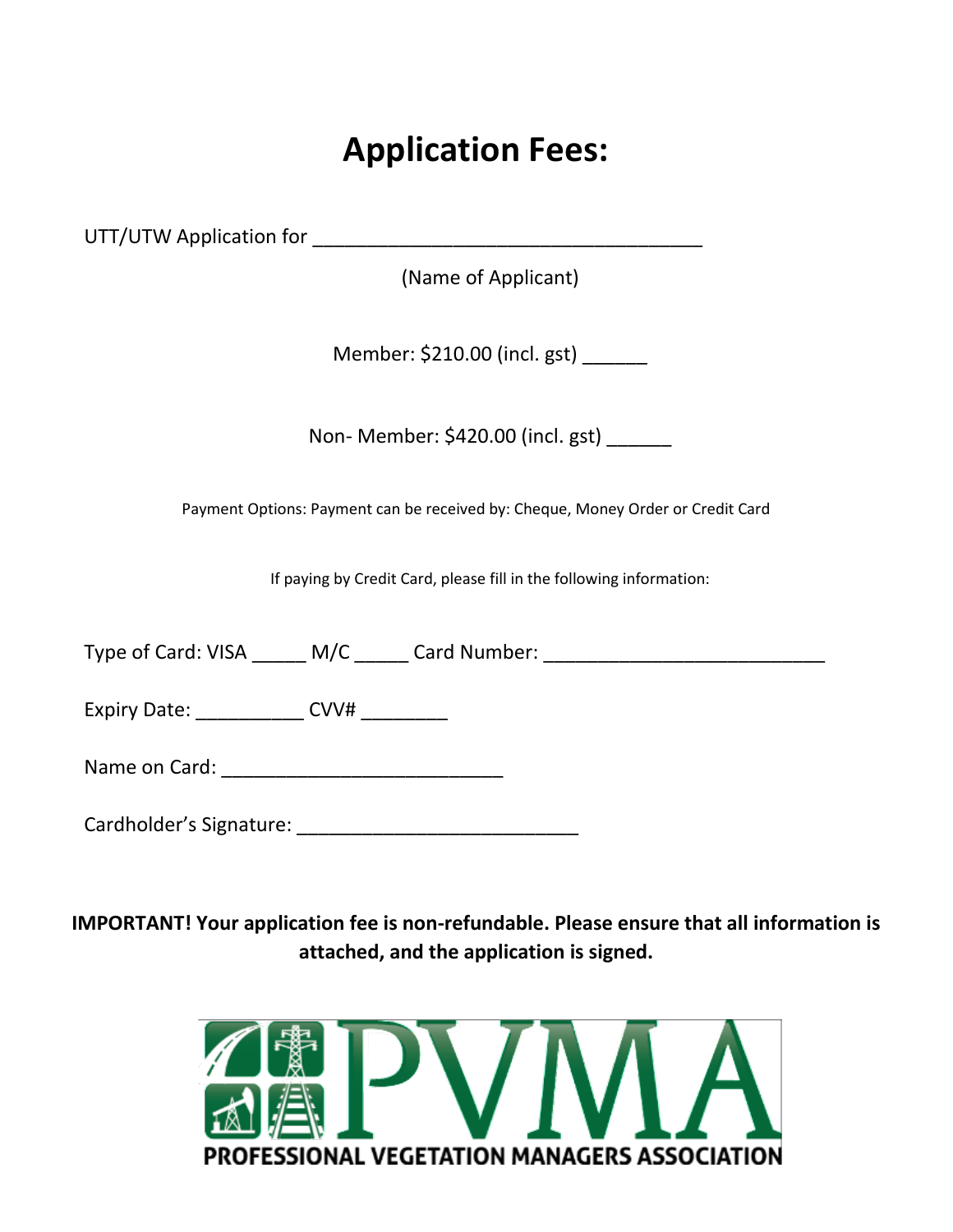# Application Fees:

UTT/UTW Application for ____________________________________

(Name of Applicant)

Member: $210.00 (incl. gst) ______

Non- Member: $420.00 (incl. gst) ______

Payment Options: Payment can be received by: Cheque, Money Order or Credit Card

If paying by Credit Card, please fill in the following information:

Type of Card: VISA _____ M/C _____ Card Number: __________________________

Expiry Date: __________ CVV# ________

Name on Card: __________________________

Cardholder's Signature: __________________________

**IMPORTANT! Your application fee is non-refundable. Please ensure that all information is attached, and the application is signed.**

PVMA

PROFESSIONAL VEGETATION MANAGERS ASSOCIATION